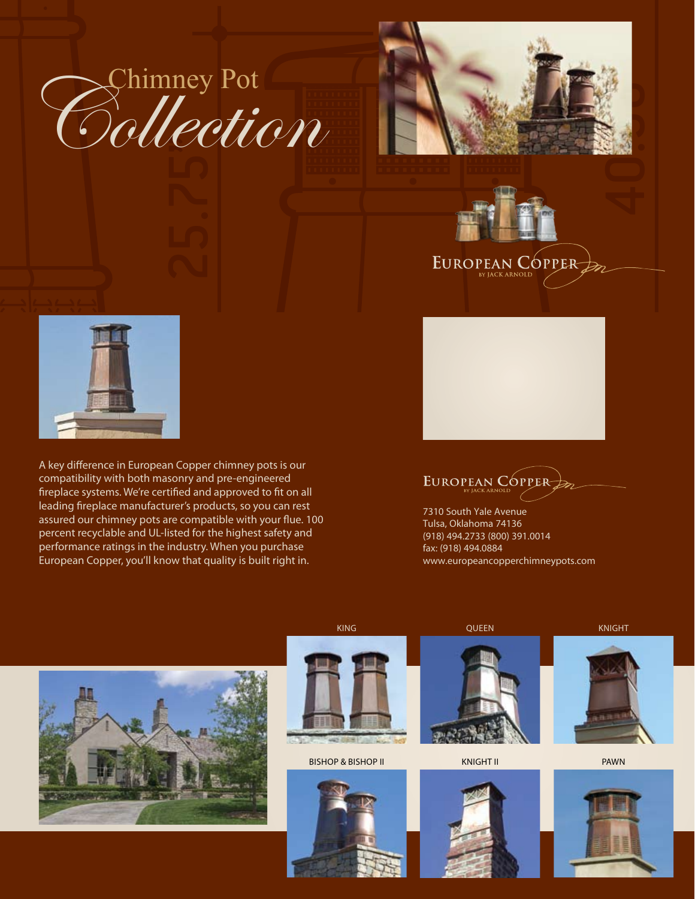# Chimney Pot *Collection*

EUROPEAN COPPER
BY JACK ARNOLD

A key difference in European Copper chimney pots is our compatibility with both masonry and pre-engineered fireplace systems. We're certified and approved to fit on all leading fireplace manufacturer's products, so you can rest assured our chimney pots are compatible with your flue. 100 percent recyclable and UL-listed for the highest safety and performance ratings in the industry. When you purchase European Copper, you'll know that quality is built right in.

EUROPEAN COPPER
BY JACK ARNOLD

7310 South Yale Avenue
Tulsa, Oklahoma 74136
(918) 494.2733 (800) 391.0014
fax: (918) 494.0884
www.europeancopperchimneypots.com

KING

QUEEN

KNIGHT

BISHOP & BISHOP II

KNIGHT II

PAWN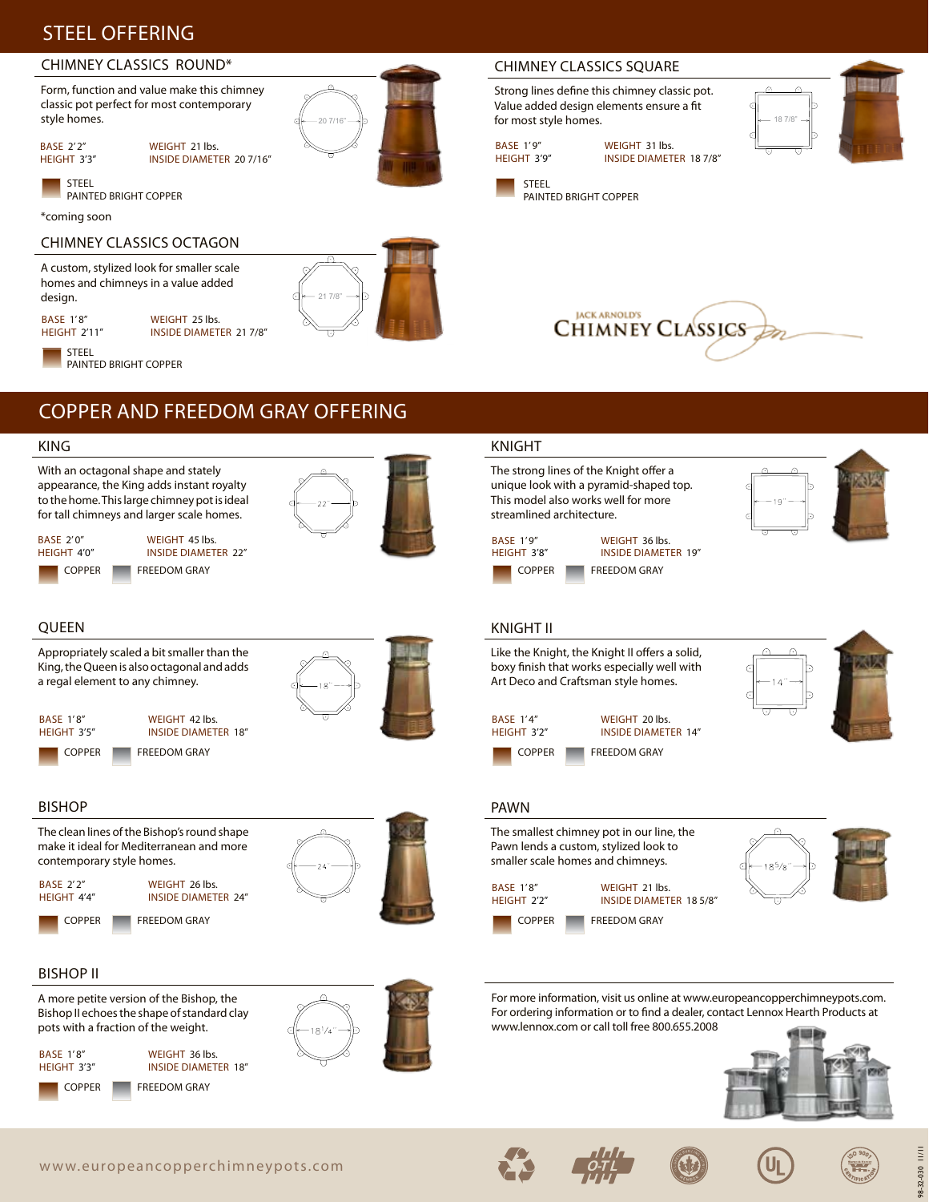# STEEL OFFERING

## CHIMNEY CLASSICS ROUND*

Form, function and value make this chimney classic pot perfect for most contemporary style homes.

BASE 2'2"
HEIGHT 3'3"
WEIGHT 21 lbs.
INSIDE DIAMETER 20 7/16"

20 7/16"

STEEL
PAINTED BRIGHT COPPER

*coming soon

## CHIMNEY CLASSICS SQUARE

Strong lines define this chimney classic pot. Value added design elements ensure a fit for most style homes.

BASE 1'9"
HEIGHT 3'9"
WEIGHT 31 lbs.
INSIDE DIAMETER 18 7/8"

18 7/8"

STEEL
PAINTED BRIGHT COPPER

## CHIMNEY CLASSICS OCTAGON

A custom, stylized look for smaller scale homes and chimneys in a value added design.

BASE 1'8"
HEIGHT 2'11"
WEIGHT 25 lbs.
INSIDE DIAMETER 21 7/8"

21 7/8"

STEEL
PAINTED BRIGHT COPPER

JACK ARNOLD'S CHIMNEY CLASSICS

# COPPER AND FREEDOM GRAY OFFERING

## KING

With an octagonal shape and stately appearance, the King adds instant royalty to the home. This large chimney pot is ideal for tall chimneys and larger scale homes.

BASE 2'0"
HEIGHT 4'0"
WEIGHT 45 lbs.
INSIDE DIAMETER 22"

22"

COPPER FREEDOM GRAY

## KNIGHT

The strong lines of the Knight offer a unique look with a pyramid-shaped top. This model also works well for more streamlined architecture.

BASE 1'9"
HEIGHT 3'8"
WEIGHT 36 lbs.
INSIDE DIAMETER 19"

19"

COPPER FREEDOM GRAY

## QUEEN

Appropriately scaled a bit smaller than the King, the Queen is also octagonal and adds a regal element to any chimney.

BASE 1'8"
HEIGHT 3'5"
WEIGHT 42 lbs.
INSIDE DIAMETER 18"

18"

COPPER FREEDOM GRAY

## KNIGHT II

Like the Knight, the Knight II offers a solid, boxy finish that works especially well with Art Deco and Craftsman style homes.

BASE 1'4"
HEIGHT 3'2"
WEIGHT 20 lbs.
INSIDE DIAMETER 14"

14"

COPPER FREEDOM GRAY

## BISHOP

The clean lines of the Bishop's round shape make it ideal for Mediterranean and more contemporary style homes.

BASE 2'2"
HEIGHT 4'4"
WEIGHT 26 lbs.
INSIDE DIAMETER 24"

24"

COPPER FREEDOM GRAY

## PAWN

The smallest chimney pot in our line, the Pawn lends a custom, stylized look to smaller scale homes and chimneys.

BASE 1'8"
HEIGHT 2'2"
WEIGHT 21 lbs.
INSIDE DIAMETER 18 5/8"

18 5/8"

COPPER FREEDOM GRAY

## BISHOP II

A more petite version of the Bishop, the Bishop II echoes the shape of standard clay pots with a fraction of the weight.

BASE 1'8"
HEIGHT 3'3"
WEIGHT 36 lbs.
INSIDE DIAMETER 18"

18 1/4"

COPPER FREEDOM GRAY

For more information, visit us online at www.europeancopperchimneypots.com. For ordering information or to find a dealer, contact Lennox Hearth Products at www.lennox.com or call toll free 800.655.2008

www.europeancopperchimneypots.com

98-32-030 11/11